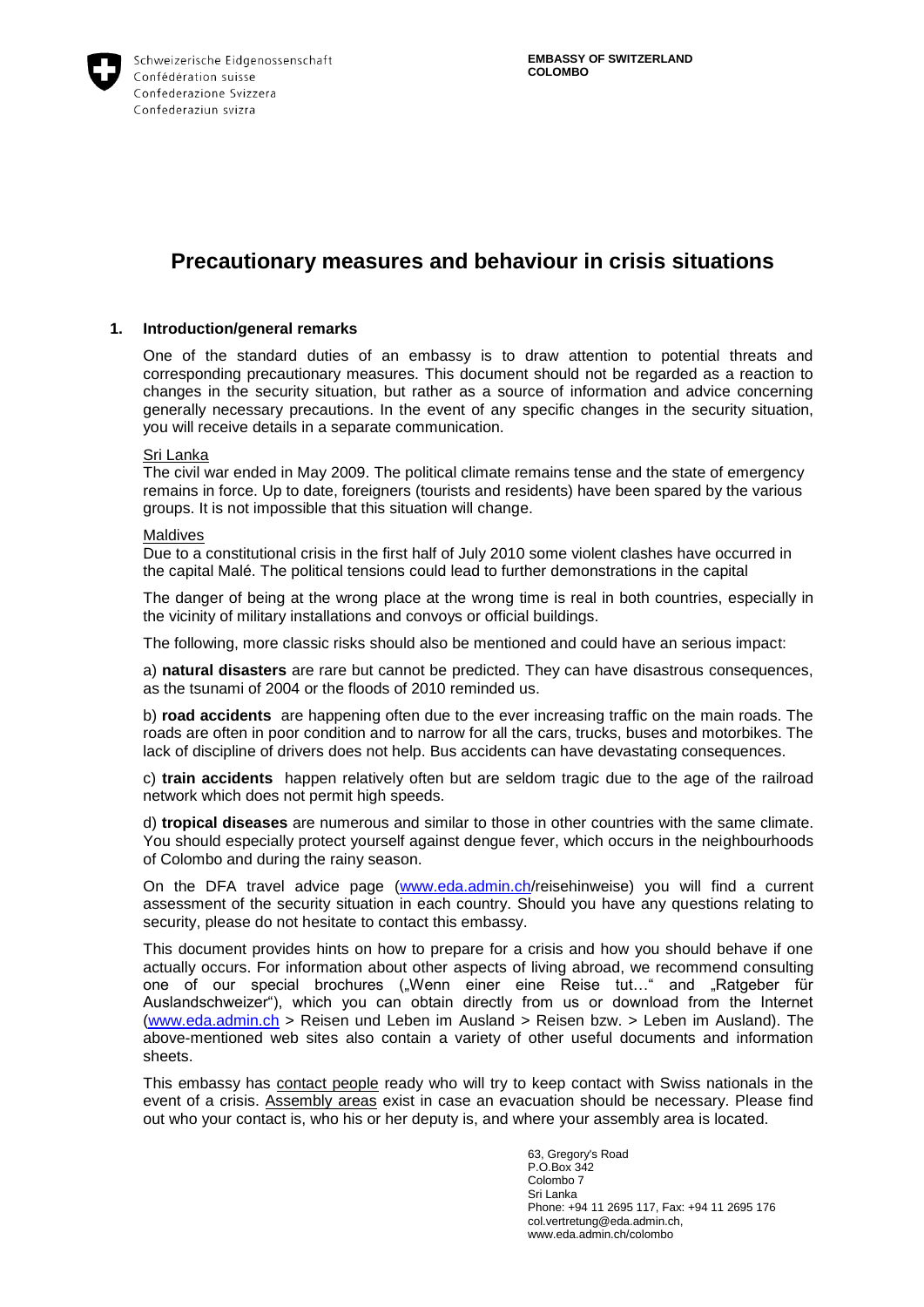Schweizerische Eidgenossenschaft
Confédération suisse
Confederazione Svizzera
Confederaziun svizra

**EMBASSY OF SWITZERLAND
COLOMBO**

# Precautionary measures and behaviour in crisis situations

## 1. Introduction/general remarks

One of the standard duties of an embassy is to draw attention to potential threats and corresponding precautionary measures. This document should not be regarded as a reaction to changes in the security situation, but rather as a source of information and advice concerning generally necessary precautions. In the event of any specific changes in the security situation, you will receive details in a separate communication.

Sri Lanka

The civil war ended in May 2009. The political climate remains tense and the state of emergency remains in force. Up to date, foreigners (tourists and residents) have been spared by the various groups. It is not impossible that this situation will change.

Maldives

Due to a constitutional crisis in the first half of July 2010 some violent clashes have occurred in the capital Malé. The political tensions could lead to further demonstrations in the capital

The danger of being at the wrong place at the wrong time is real in both countries, especially in the vicinity of military installations and convoys or official buildings.

The following, more classic risks should also be mentioned and could have an serious impact:

a) **natural disasters** are rare but cannot be predicted. They can have disastrous consequences, as the tsunami of 2004 or the floods of 2010 reminded us.

b) **road accidents** are happening often due to the ever increasing traffic on the main roads. The roads are often in poor condition and to narrow for all the cars, trucks, buses and motorbikes. The lack of discipline of drivers does not help. Bus accidents can have devastating consequences.

c) **train accidents** happen relatively often but are seldom tragic due to the age of the railroad network which does not permit high speeds.

d) **tropical diseases** are numerous and similar to those in other countries with the same climate. You should especially protect yourself against dengue fever, which occurs in the neighbourhoods of Colombo and during the rainy season.

On the DFA travel advice page (www.eda.admin.ch/reisehinweise) you will find a current assessment of the security situation in each country. Should you have any questions relating to security, please do not hesitate to contact this embassy.

This document provides hints on how to prepare for a crisis and how you should behave if one actually occurs. For information about other aspects of living abroad, we recommend consulting one of our special brochures („Wenn einer eine Reise tut…" and „Ratgeber für Auslandschweizer"), which you can obtain directly from us or download from the Internet (www.eda.admin.ch > Reisen und Leben im Ausland > Reisen bzw. > Leben im Ausland). The above-mentioned web sites also contain a variety of other useful documents and information sheets.

This embassy has contact people ready who will try to keep contact with Swiss nationals in the event of a crisis. Assembly areas exist in case an evacuation should be necessary. Please find out who your contact is, who his or her deputy is, and where your assembly area is located.

63, Gregory's Road
P.O.Box 342
Colombo 7
Sri Lanka
Phone: +94 11 2695 117, Fax: +94 11 2695 176
col.vertretung@eda.admin.ch,
www.eda.admin.ch/colombo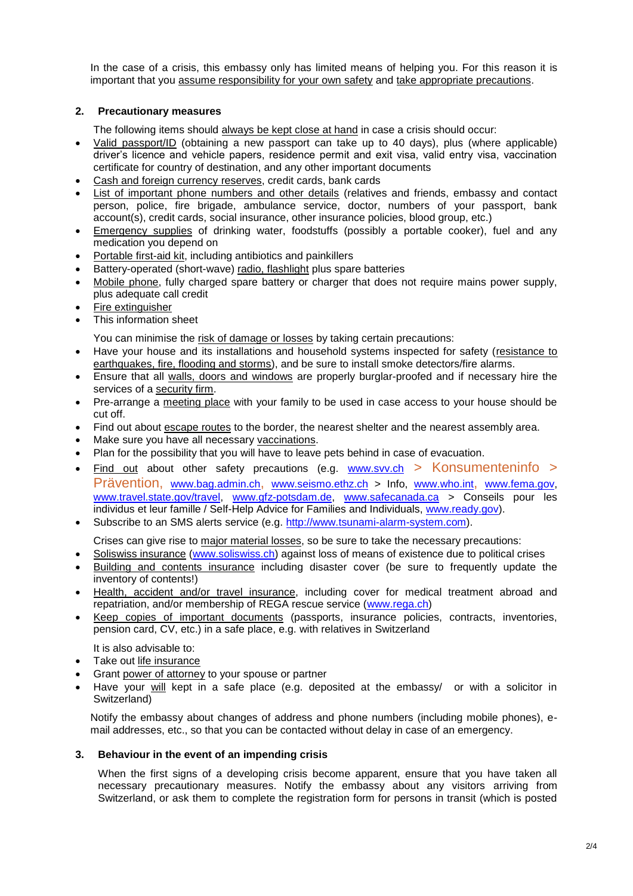In the case of a crisis, this embassy only has limited means of helping you. For this reason it is important that you assume responsibility for your own safety and take appropriate precautions.

## 2. Precautionary measures

The following items should always be kept close at hand in case a crisis should occur:

- Valid passport/ID (obtaining a new passport can take up to 40 days), plus (where applicable) driver's licence and vehicle papers, residence permit and exit visa, valid entry visa, vaccination certificate for country of destination, and any other important documents
- Cash and foreign currency reserves, credit cards, bank cards
- List of important phone numbers and other details (relatives and friends, embassy and contact person, police, fire brigade, ambulance service, doctor, numbers of your passport, bank account(s), credit cards, social insurance, other insurance policies, blood group, etc.)
- Emergency supplies of drinking water, foodstuffs (possibly a portable cooker), fuel and any medication you depend on
- Portable first-aid kit, including antibiotics and painkillers
- Battery-operated (short-wave) radio, flashlight plus spare batteries
- Mobile phone, fully charged spare battery or charger that does not require mains power supply, plus adequate call credit
- Fire extinguisher
- This information sheet

You can minimise the risk of damage or losses by taking certain precautions:

- Have your house and its installations and household systems inspected for safety (resistance to earthquakes, fire, flooding and storms), and be sure to install smoke detectors/fire alarms.
- Ensure that all walls, doors and windows are properly burglar-proofed and if necessary hire the services of a security firm.
- Pre-arrange a meeting place with your family to be used in case access to your house should be cut off.
- Find out about escape routes to the border, the nearest shelter and the nearest assembly area.
- Make sure you have all necessary vaccinations.
- Plan for the possibility that you will have to leave pets behind in case of evacuation.
- Find out about other safety precautions (e.g. www.svv.ch > Konsumenteninfo > Prävention, www.bag.admin.ch, www.seismo.ethz.ch > Info, www.who.int, www.fema.gov, www.travel.state.gov/travel, www.gfz-potsdam.de, www.safecanada.ca > Conseils pour les individus et leur famille / Self-Help Advice for Families and Individuals, www.ready.gov).
- Subscribe to an SMS alerts service (e.g. http://www.tsunami-alarm-system.com).

Crises can give rise to major material losses, so be sure to take the necessary precautions:

- Soliswiss insurance (www.soliswiss.ch) against loss of means of existence due to political crises
- Building and contents insurance including disaster cover (be sure to frequently update the inventory of contents!)
- Health, accident and/or travel insurance, including cover for medical treatment abroad and repatriation, and/or membership of REGA rescue service (www.rega.ch)
- Keep copies of important documents (passports, insurance policies, contracts, inventories, pension card, CV, etc.) in a safe place, e.g. with relatives in Switzerland

It is also advisable to:

- Take out life insurance
- Grant power of attorney to your spouse or partner
- Have your will kept in a safe place (e.g. deposited at the embassy/ or with a solicitor in Switzerland)

Notify the embassy about changes of address and phone numbers (including mobile phones), e-mail addresses, etc., so that you can be contacted without delay in case of an emergency.

## 3. Behaviour in the event of an impending crisis

When the first signs of a developing crisis become apparent, ensure that you have taken all necessary precautionary measures. Notify the embassy about any visitors arriving from Switzerland, or ask them to complete the registration form for persons in transit (which is posted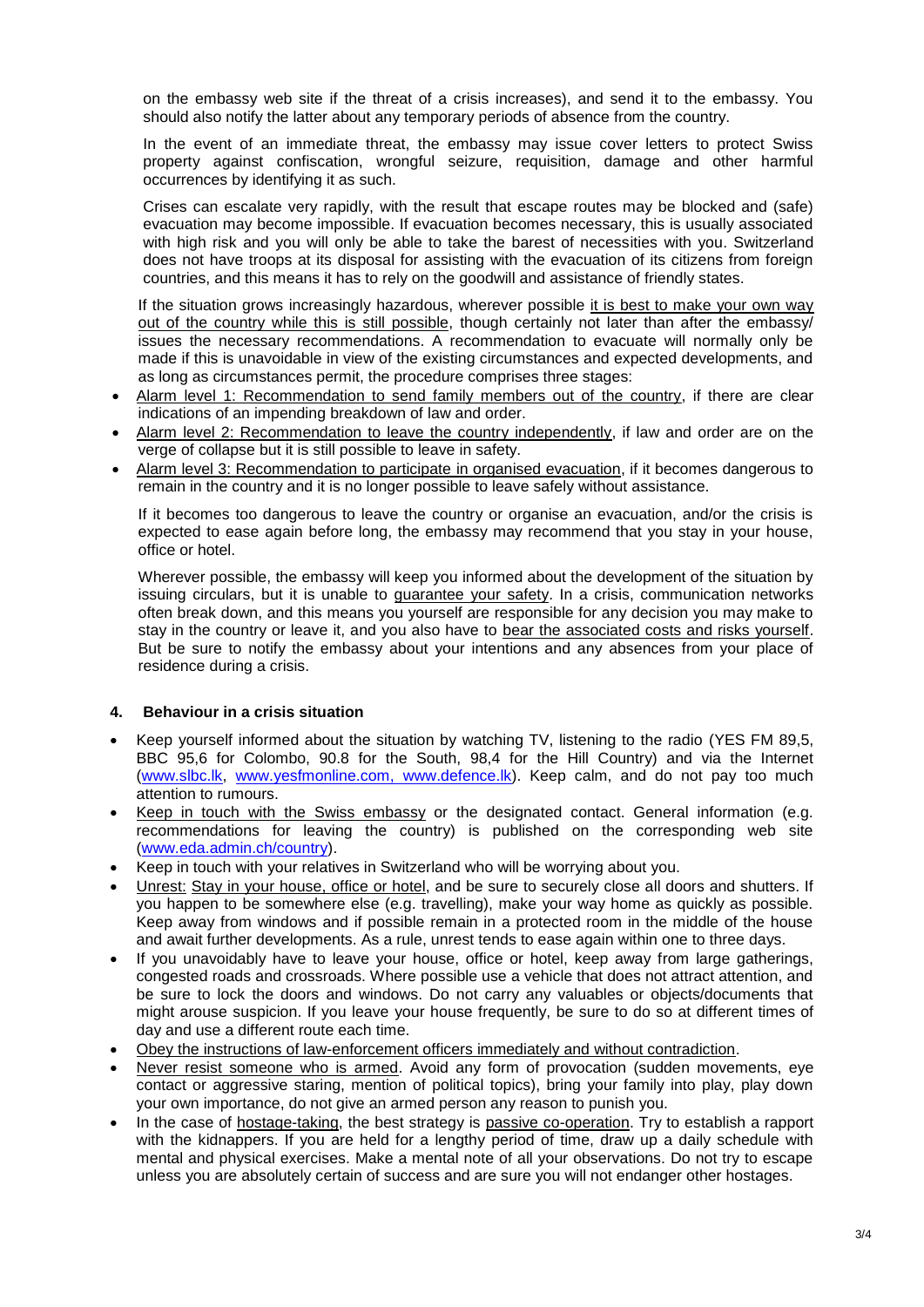on the embassy web site if the threat of a crisis increases), and send it to the embassy. You should also notify the latter about any temporary periods of absence from the country.

In the event of an immediate threat, the embassy may issue cover letters to protect Swiss property against confiscation, wrongful seizure, requisition, damage and other harmful occurrences by identifying it as such.

Crises can escalate very rapidly, with the result that escape routes may be blocked and (safe) evacuation may become impossible. If evacuation becomes necessary, this is usually associated with high risk and you will only be able to take the barest of necessities with you. Switzerland does not have troops at its disposal for assisting with the evacuation of its citizens from foreign countries, and this means it has to rely on the goodwill and assistance of friendly states.

If the situation grows increasingly hazardous, wherever possible it is best to make your own way out of the country while this is still possible, though certainly not later than after the embassy/ issues the necessary recommendations. A recommendation to evacuate will normally only be made if this is unavoidable in view of the existing circumstances and expected developments, and as long as circumstances permit, the procedure comprises three stages:

- Alarm level 1: Recommendation to send family members out of the country, if there are clear indications of an impending breakdown of law and order.
- Alarm level 2: Recommendation to leave the country independently, if law and order are on the verge of collapse but it is still possible to leave in safety.
- Alarm level 3: Recommendation to participate in organised evacuation, if it becomes dangerous to remain in the country and it is no longer possible to leave safely without assistance.

If it becomes too dangerous to leave the country or organise an evacuation, and/or the crisis is expected to ease again before long, the embassy may recommend that you stay in your house, office or hotel.

Wherever possible, the embassy will keep you informed about the development of the situation by issuing circulars, but it is unable to guarantee your safety. In a crisis, communication networks often break down, and this means you yourself are responsible for any decision you may make to stay in the country or leave it, and you also have to bear the associated costs and risks yourself. But be sure to notify the embassy about your intentions and any absences from your place of residence during a crisis.

## 4. Behaviour in a crisis situation

- Keep yourself informed about the situation by watching TV, listening to the radio (YES FM 89,5, BBC 95,6 for Colombo, 90.8 for the South, 98,4 for the Hill Country) and via the Internet (www.slbc.lk, www.yesfmonline.com, www.defence.lk). Keep calm, and do not pay too much attention to rumours.
- Keep in touch with the Swiss embassy or the designated contact. General information (e.g. recommendations for leaving the country) is published on the corresponding web site (www.eda.admin.ch/country).
- Keep in touch with your relatives in Switzerland who will be worrying about you.
- Unrest: Stay in your house, office or hotel, and be sure to securely close all doors and shutters. If you happen to be somewhere else (e.g. travelling), make your way home as quickly as possible. Keep away from windows and if possible remain in a protected room in the middle of the house and await further developments. As a rule, unrest tends to ease again within one to three days.
- If you unavoidably have to leave your house, office or hotel, keep away from large gatherings, congested roads and crossroads. Where possible use a vehicle that does not attract attention, and be sure to lock the doors and windows. Do not carry any valuables or objects/documents that might arouse suspicion. If you leave your house frequently, be sure to do so at different times of day and use a different route each time.
- Obey the instructions of law-enforcement officers immediately and without contradiction.
- Never resist someone who is armed. Avoid any form of provocation (sudden movements, eye contact or aggressive staring, mention of political topics), bring your family into play, play down your own importance, do not give an armed person any reason to punish you.
- In the case of hostage-taking, the best strategy is passive co-operation. Try to establish a rapport with the kidnappers. If you are held for a lengthy period of time, draw up a daily schedule with mental and physical exercises. Make a mental note of all your observations. Do not try to escape unless you are absolutely certain of success and are sure you will not endanger other hostages.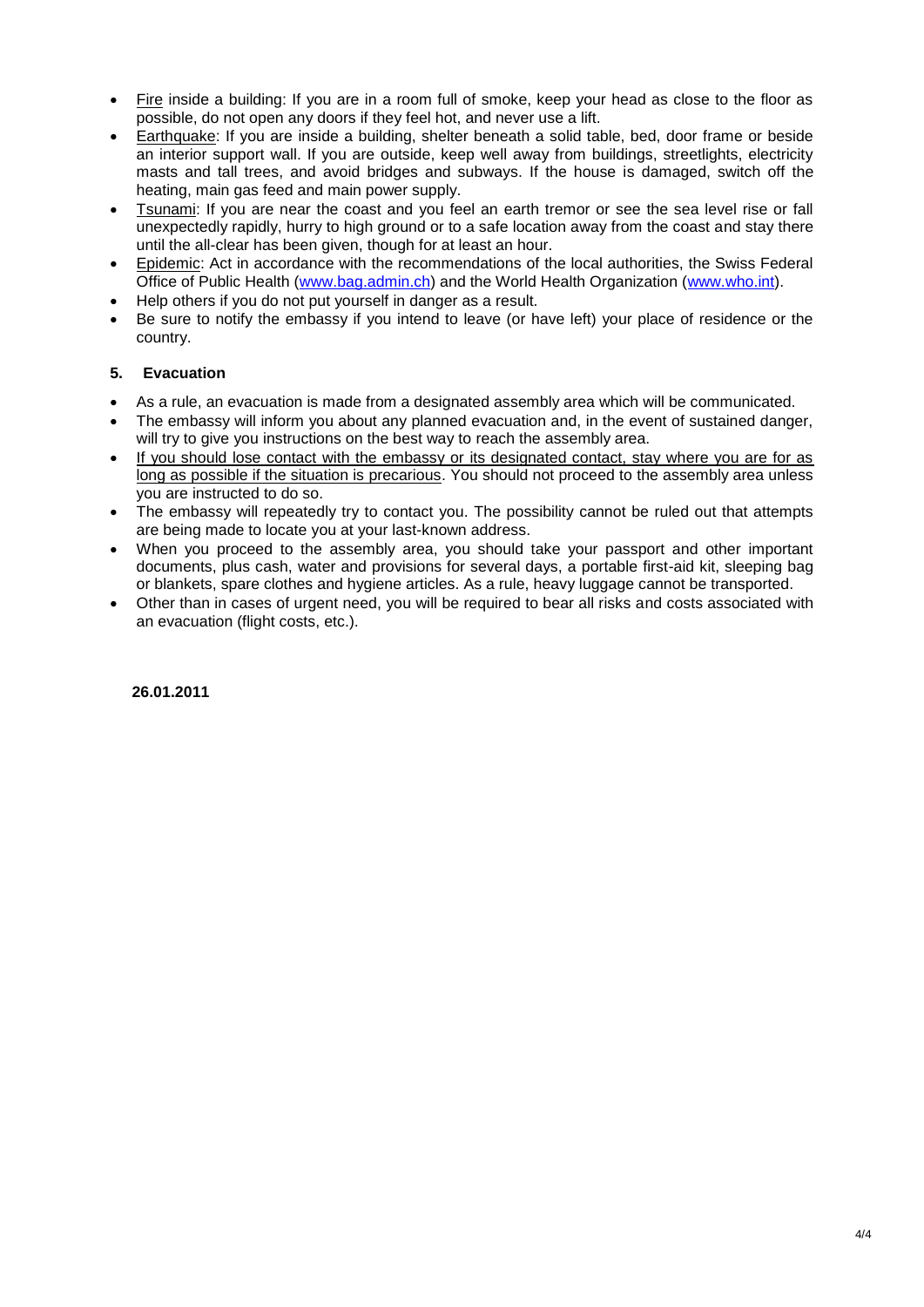- Fire inside a building: If you are in a room full of smoke, keep your head as close to the floor as possible, do not open any doors if they feel hot, and never use a lift.
- Earthquake: If you are inside a building, shelter beneath a solid table, bed, door frame or beside an interior support wall. If you are outside, keep well away from buildings, streetlights, electricity masts and tall trees, and avoid bridges and subways. If the house is damaged, switch off the heating, main gas feed and main power supply.
- Tsunami: If you are near the coast and you feel an earth tremor or see the sea level rise or fall unexpectedly rapidly, hurry to high ground or to a safe location away from the coast and stay there until the all-clear has been given, though for at least an hour.
- Epidemic: Act in accordance with the recommendations of the local authorities, the Swiss Federal Office of Public Health (www.bag.admin.ch) and the World Health Organization (www.who.int).
- Help others if you do not put yourself in danger as a result.
- Be sure to notify the embassy if you intend to leave (or have left) your place of residence or the country.

## 5. Evacuation

- As a rule, an evacuation is made from a designated assembly area which will be communicated.
- The embassy will inform you about any planned evacuation and, in the event of sustained danger, will try to give you instructions on the best way to reach the assembly area.
- If you should lose contact with the embassy or its designated contact, stay where you are for as long as possible if the situation is precarious. You should not proceed to the assembly area unless you are instructed to do so.
- The embassy will repeatedly try to contact you. The possibility cannot be ruled out that attempts are being made to locate you at your last-known address.
- When you proceed to the assembly area, you should take your passport and other important documents, plus cash, water and provisions for several days, a portable first-aid kit, sleeping bag or blankets, spare clothes and hygiene articles. As a rule, heavy luggage cannot be transported.
- Other than in cases of urgent need, you will be required to bear all risks and costs associated with an evacuation (flight costs, etc.).

**26.01.2011**